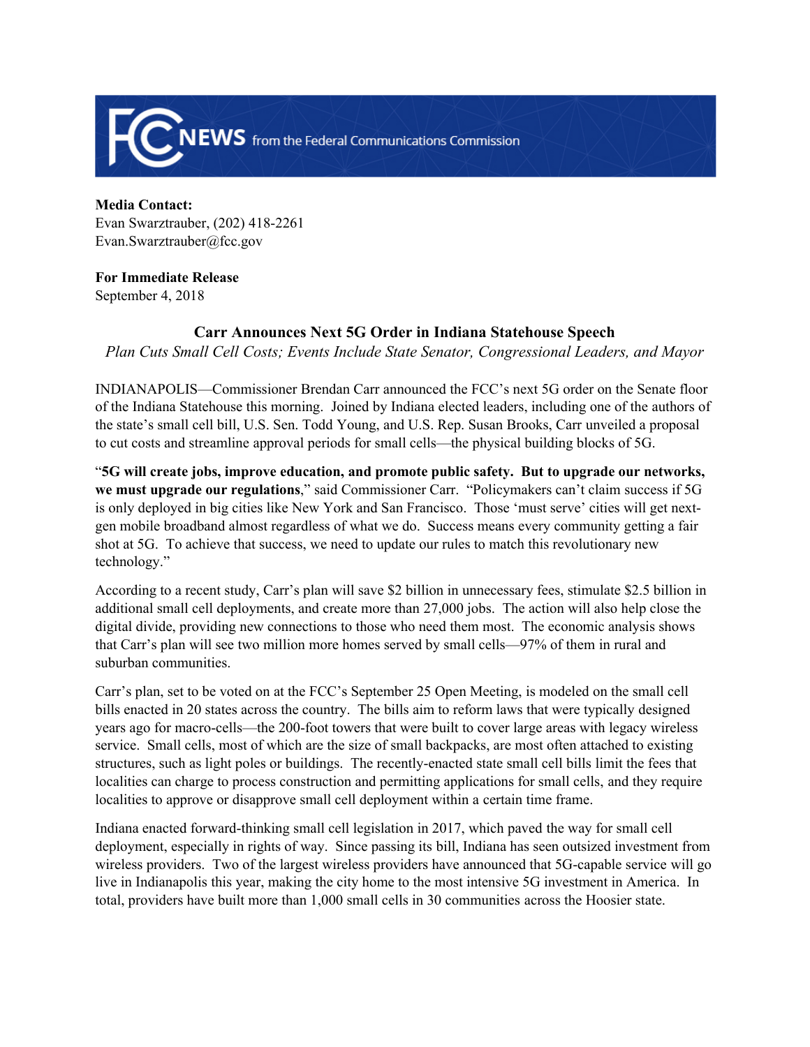**Media Contact:**
Evan Swarztrauber, (202) 418-2261
Evan.Swarztrauber@fcc.gov

**For Immediate Release**
September 4, 2018

## Carr Announces Next 5G Order in Indiana Statehouse Speech

*Plan Cuts Small Cell Costs; Events Include State Senator, Congressional Leaders, and Mayor*

INDIANAPOLIS—Commissioner Brendan Carr announced the FCC's next 5G order on the Senate floor of the Indiana Statehouse this morning. Joined by Indiana elected leaders, including one of the authors of the state's small cell bill, U.S. Sen. Todd Young, and U.S. Rep. Susan Brooks, Carr unveiled a proposal to cut costs and streamline approval periods for small cells—the physical building blocks of 5G.

"**5G will create jobs, improve education, and promote public safety. But to upgrade our networks, we must upgrade our regulations**," said Commissioner Carr. "Policymakers can't claim success if 5G is only deployed in big cities like New York and San Francisco. Those 'must serve' cities will get next-gen mobile broadband almost regardless of what we do. Success means every community getting a fair shot at 5G. To achieve that success, we need to update our rules to match this revolutionary new technology."

According to a recent study, Carr's plan will save $2 billion in unnecessary fees, stimulate $2.5 billion in additional small cell deployments, and create more than 27,000 jobs. The action will also help close the digital divide, providing new connections to those who need them most. The economic analysis shows that Carr's plan will see two million more homes served by small cells—97% of them in rural and suburban communities.

Carr's plan, set to be voted on at the FCC's September 25 Open Meeting, is modeled on the small cell bills enacted in 20 states across the country. The bills aim to reform laws that were typically designed years ago for macro-cells—the 200-foot towers that were built to cover large areas with legacy wireless service. Small cells, most of which are the size of small backpacks, are most often attached to existing structures, such as light poles or buildings. The recently-enacted state small cell bills limit the fees that localities can charge to process construction and permitting applications for small cells, and they require localities to approve or disapprove small cell deployment within a certain time frame.

Indiana enacted forward-thinking small cell legislation in 2017, which paved the way for small cell deployment, especially in rights of way. Since passing its bill, Indiana has seen outsized investment from wireless providers. Two of the largest wireless providers have announced that 5G-capable service will go live in Indianapolis this year, making the city home to the most intensive 5G investment in America. In total, providers have built more than 1,000 small cells in 30 communities across the Hoosier state.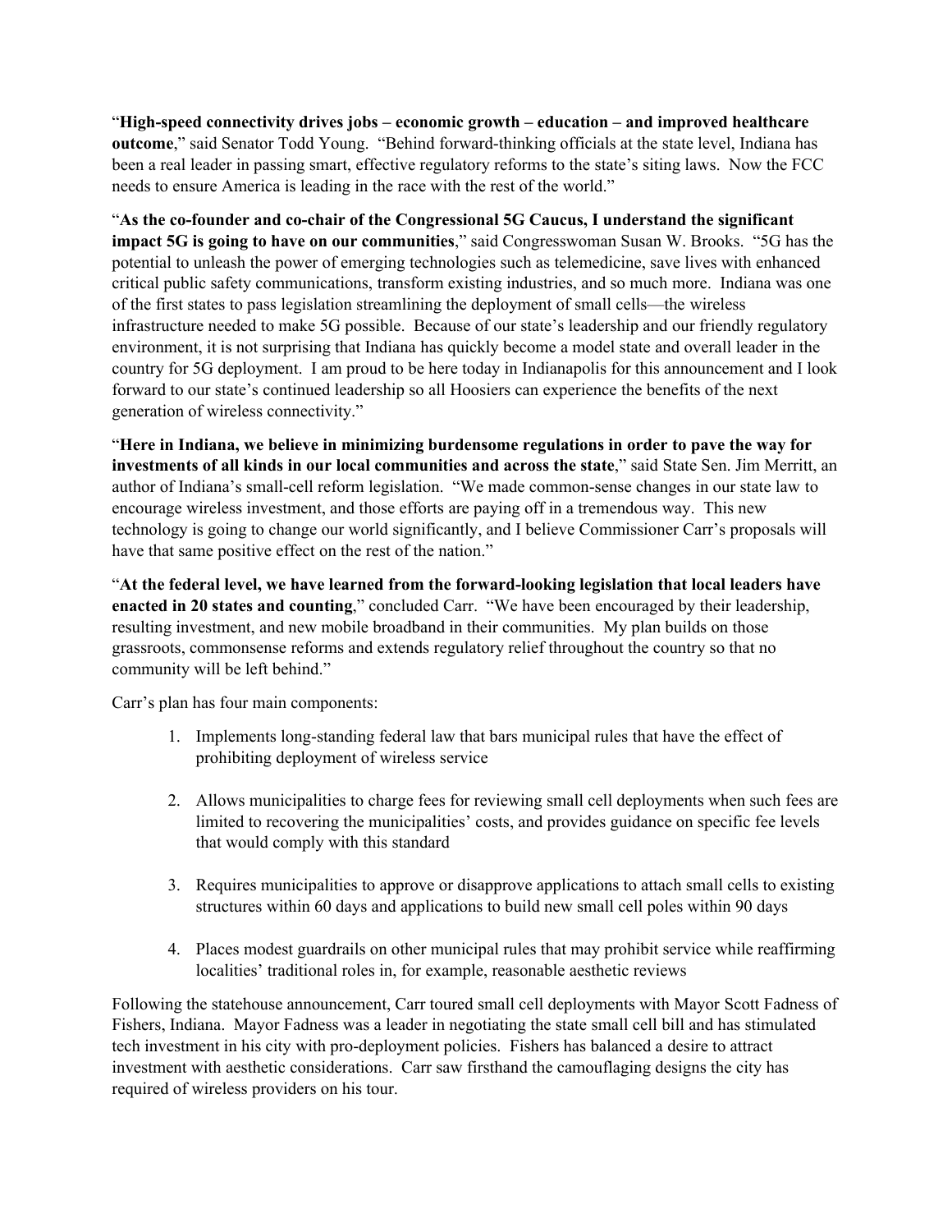"**High-speed connectivity drives jobs – economic growth – education – and improved healthcare outcome**," said Senator Todd Young. "Behind forward-thinking officials at the state level, Indiana has been a real leader in passing smart, effective regulatory reforms to the state's siting laws. Now the FCC needs to ensure America is leading in the race with the rest of the world."

"**As the co-founder and co-chair of the Congressional 5G Caucus, I understand the significant impact 5G is going to have on our communities**," said Congresswoman Susan W. Brooks. "5G has the potential to unleash the power of emerging technologies such as telemedicine, save lives with enhanced critical public safety communications, transform existing industries, and so much more. Indiana was one of the first states to pass legislation streamlining the deployment of small cells—the wireless infrastructure needed to make 5G possible. Because of our state's leadership and our friendly regulatory environment, it is not surprising that Indiana has quickly become a model state and overall leader in the country for 5G deployment. I am proud to be here today in Indianapolis for this announcement and I look forward to our state's continued leadership so all Hoosiers can experience the benefits of the next generation of wireless connectivity."

"**Here in Indiana, we believe in minimizing burdensome regulations in order to pave the way for investments of all kinds in our local communities and across the state**," said State Sen. Jim Merritt, an author of Indiana's small-cell reform legislation. "We made common-sense changes in our state law to encourage wireless investment, and those efforts are paying off in a tremendous way. This new technology is going to change our world significantly, and I believe Commissioner Carr's proposals will have that same positive effect on the rest of the nation."

"**At the federal level, we have learned from the forward-looking legislation that local leaders have enacted in 20 states and counting**," concluded Carr. "We have been encouraged by their leadership, resulting investment, and new mobile broadband in their communities. My plan builds on those grassroots, commonsense reforms and extends regulatory relief throughout the country so that no community will be left behind."

Carr's plan has four main components:

1. Implements long-standing federal law that bars municipal rules that have the effect of prohibiting deployment of wireless service

2. Allows municipalities to charge fees for reviewing small cell deployments when such fees are limited to recovering the municipalities' costs, and provides guidance on specific fee levels that would comply with this standard

3. Requires municipalities to approve or disapprove applications to attach small cells to existing structures within 60 days and applications to build new small cell poles within 90 days

4. Places modest guardrails on other municipal rules that may prohibit service while reaffirming localities' traditional roles in, for example, reasonable aesthetic reviews

Following the statehouse announcement, Carr toured small cell deployments with Mayor Scott Fadness of Fishers, Indiana. Mayor Fadness was a leader in negotiating the state small cell bill and has stimulated tech investment in his city with pro-deployment policies. Fishers has balanced a desire to attract investment with aesthetic considerations. Carr saw firsthand the camouflaging designs the city has required of wireless providers on his tour.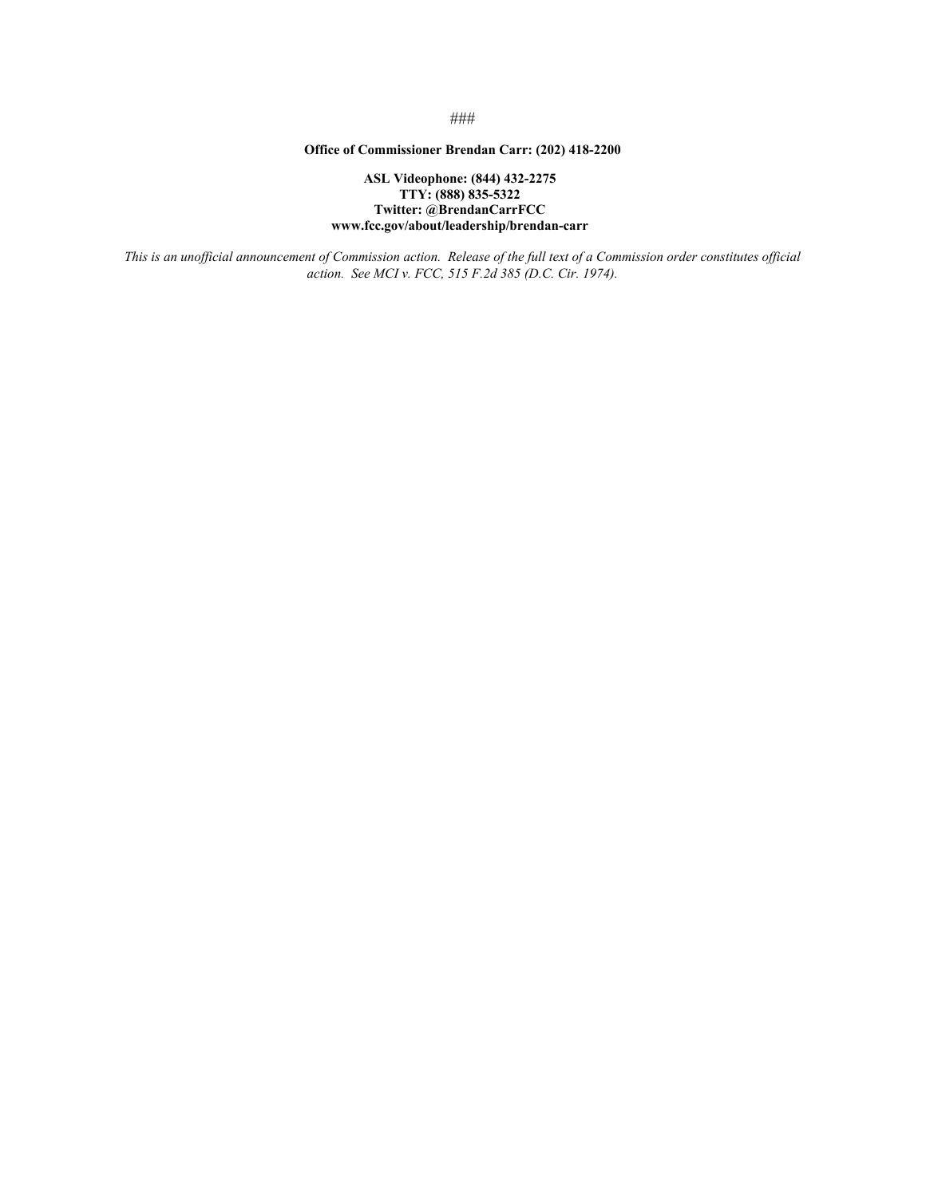###

**Office of Commissioner Brendan Carr: (202) 418-2200**

**ASL Videophone: (844) 432-2275**
**TTY: (888) 835-5322**
**Twitter: @BrendanCarrFCC**
**www.fcc.gov/about/leadership/brendan-carr**

*This is an unofficial announcement of Commission action. Release of the full text of a Commission order constitutes official action. See MCI v. FCC, 515 F.2d 385 (D.C. Cir. 1974).*